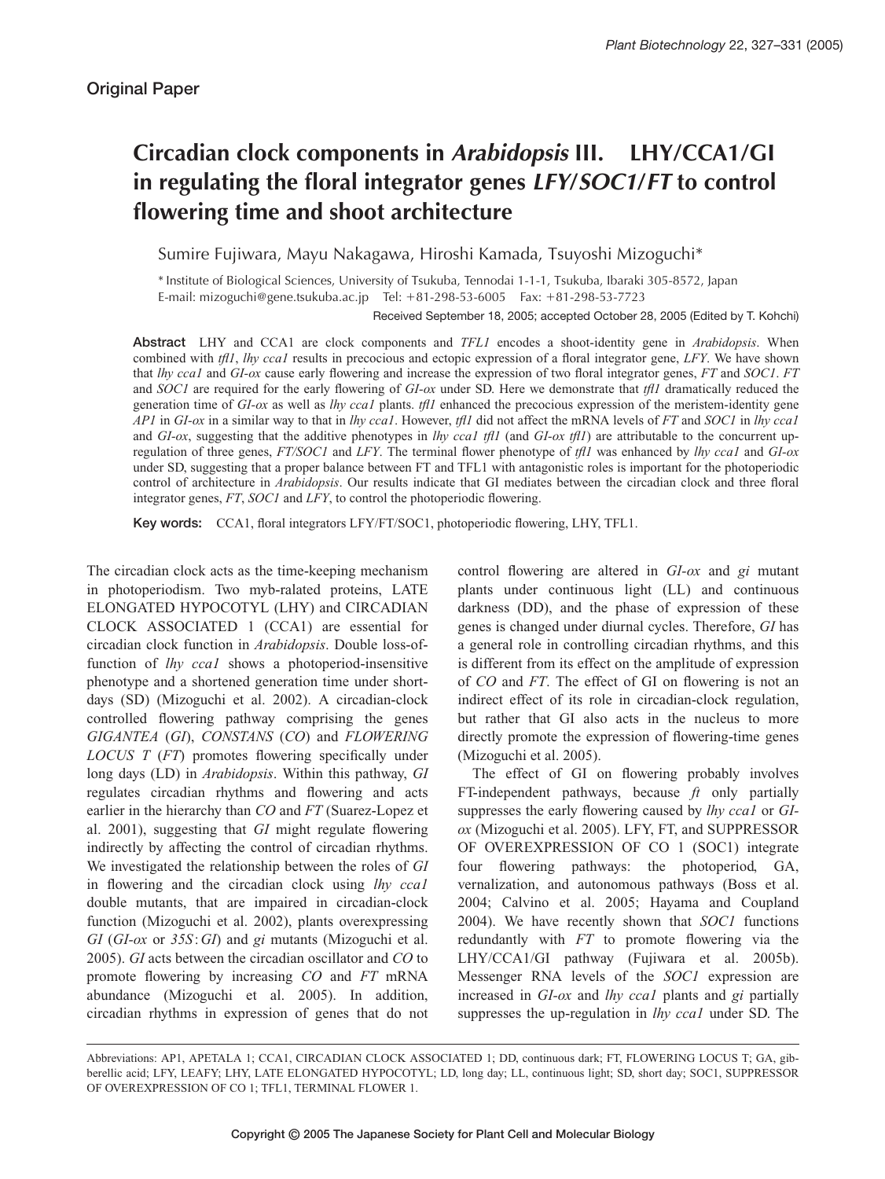Original Paper

# Circadian clock components in *Arabidopsis* III. LHY/CCA1/GI in regulating the floral integrator genes *LFY*/*SOC1*/*FT* to control flowering time and shoot architecture

Sumire Fujiwara, Mayu Nakagawa, Hiroshi Kamada, Tsuyoshi Mizoguchi*

\* Institute of Biological Sciences, University of Tsukuba, Tennodai 1-1-1, Tsukuba, Ibaraki 305-8572, Japan
E-mail: mizoguchi@gene.tsukuba.ac.jp Tel: +81-298-53-6005 Fax: +81-298-53-7723

Received September 18, 2005; accepted October 28, 2005 (Edited by T. Kohchi)

**Abstract** LHY and CCA1 are clock components and *TFL1* encodes a shoot-identity gene in *Arabidopsis*. When combined with *tfl1*, *lhy cca1* results in precocious and ectopic expression of a floral integrator gene, *LFY*. We have shown that *lhy cca1* and *GI-ox* cause early flowering and increase the expression of two floral integrator genes, *FT* and *SOC1*. *FT* and *SOC1* are required for the early flowering of *GI-ox* under SD. Here we demonstrate that *tfl1* dramatically reduced the generation time of *GI-ox* as well as *lhy cca1* plants. *tfl1* enhanced the precocious expression of the meristem-identity gene *AP1* in *GI-ox* in a similar way to that in *lhy cca1*. However, *tfl1* did not affect the mRNA levels of *FT* and *SOC1* in *lhy cca1* and *GI-ox*, suggesting that the additive phenotypes in *lhy cca1 tfl1* (and *GI-ox tfl1*) are attributable to the concurrent up-regulation of three genes, *FT/SOC1* and *LFY*. The terminal flower phenotype of *tfl1* was enhanced by *lhy cca1* and *GI-ox* under SD, suggesting that a proper balance between FT and TFL1 with antagonistic roles is important for the photoperiodic control of architecture in *Arabidopsis*. Our results indicate that GI mediates between the circadian clock and three floral integrator genes, *FT*, *SOC1* and *LFY*, to control the photoperiodic flowering.

**Key words:** CCA1, floral integrators LFY/FT/SOC1, photoperiodic flowering, LHY, TFL1.

The circadian clock acts as the time-keeping mechanism in photoperiodism. Two myb-ralated proteins, LATE ELONGATED HYPOCOTYL (LHY) and CIRCADIAN CLOCK ASSOCIATED 1 (CCA1) are essential for circadian clock function in *Arabidopsis*. Double loss-of-function of *lhy cca1* shows a photoperiod-insensitive phenotype and a shortened generation time under short-days (SD) (Mizoguchi et al. 2002). A circadian-clock controlled flowering pathway comprising the genes *GIGANTEA* (*GI*), *CONSTANS* (*CO*) and *FLOWERING LOCUS T* (*FT*) promotes flowering specifically under long days (LD) in *Arabidopsis*. Within this pathway, *GI* regulates circadian rhythms and flowering and acts earlier in the hierarchy than *CO* and *FT* (Suarez-Lopez et al. 2001), suggesting that *GI* might regulate flowering indirectly by affecting the control of circadian rhythms. We investigated the relationship between the roles of *GI* in flowering and the circadian clock using *lhy cca1* double mutants, that are impaired in circadian-clock function (Mizoguchi et al. 2002), plants overexpressing *GI* (*GI-ox* or *35S*:*GI*) and *gi* mutants (Mizoguchi et al. 2005). *GI* acts between the circadian oscillator and *CO* to promote flowering by increasing *CO* and *FT* mRNA abundance (Mizoguchi et al. 2005). In addition, circadian rhythms in expression of genes that do not control flowering are altered in *GI-ox* and *gi* mutant plants under continuous light (LL) and continuous darkness (DD), and the phase of expression of these genes is changed under diurnal cycles. Therefore, *GI* has a general role in controlling circadian rhythms, and this is different from its effect on the amplitude of expression of *CO* and *FT*. The effect of GI on flowering is not an indirect effect of its role in circadian-clock regulation, but rather that GI also acts in the nucleus to more directly promote the expression of flowering-time genes (Mizoguchi et al. 2005).

The effect of GI on flowering probably involves FT-independent pathways, because *ft* only partially suppresses the early flowering caused by *lhy cca1* or *GI-ox* (Mizoguchi et al. 2005). LFY, FT, and SUPPRESSOR OF OVEREXPRESSION OF CO 1 (SOC1) integrate four flowering pathways: the photoperiod, GA, vernalization, and autonomous pathways (Boss et al. 2004; Calvino et al. 2005; Hayama and Coupland 2004). We have recently shown that *SOC1* functions redundantly with *FT* to promote flowering via the LHY/CCA1/GI pathway (Fujiwara et al. 2005b). Messenger RNA levels of the *SOC1* expression are increased in *GI-ox* and *lhy cca1* plants and *gi* partially suppresses the up-regulation in *lhy cca1* under SD. The

Abbreviations: AP1, APETALA 1; CCA1, CIRCADIAN CLOCK ASSOCIATED 1; DD, continuous dark; FT, FLOWERING LOCUS T; GA, gibberellic acid; LFY, LEAFY; LHY, LATE ELONGATED HYPOCOTYL; LD, long day; LL, continuous light; SD, short day; SOC1, SUPPRESSOR OF OVEREXPRESSION OF CO 1; TFL1, TERMINAL FLOWER 1.

Copyright © 2005 The Japanese Society for Plant Cell and Molecular Biology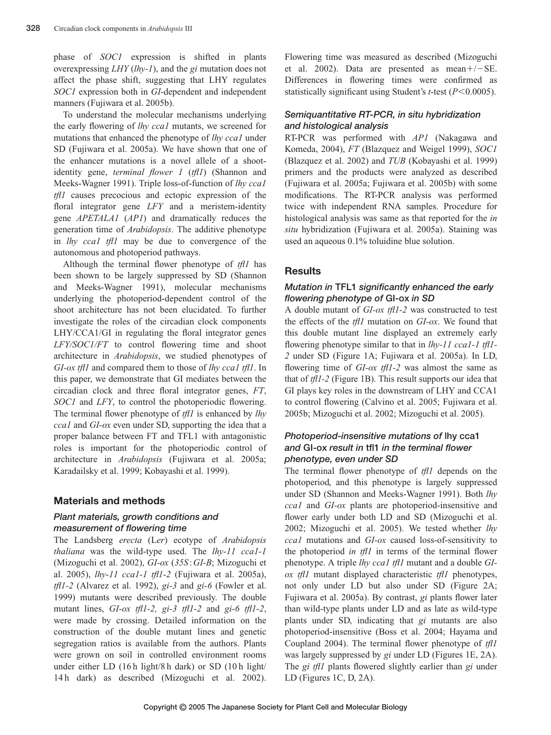phase of *SOC1* expression is shifted in plants overexpressing *LHY* (*lhy-1*), and the *gi* mutation does not affect the phase shift, suggesting that LHY regulates *SOC1* expression both in *GI*-dependent and independent manners (Fujiwara et al. 2005b).

To understand the molecular mechanisms underlying the early flowering of *lhy cca1* mutants, we screened for mutations that enhanced the phenotype of *lhy cca1* under SD (Fujiwara et al. 2005a). We have shown that one of the enhancer mutations is a novel allele of a shoot-identity gene, *terminal flower 1* (*tfl1*) (Shannon and Meeks-Wagner 1991). Triple loss-of-function of *lhy cca1 tfl1* causes precocious and ectopic expression of the floral integrator gene *LFY* and a meristem-identity gene *APETALA1* (*AP1*) and dramatically reduces the generation time of *Arabidopsis*. The additive phenotype in *lhy cca1 tfl1* may be due to convergence of the autonomous and photoperiod pathways.

Although the terminal flower phenotype of *tfl1* has been shown to be largely suppressed by SD (Shannon and Meeks-Wagner 1991), molecular mechanisms underlying the photoperiod-dependent control of the shoot architecture has not been elucidated. To further investigate the roles of the circadian clock components LHY/CCA1/GI in regulating the floral integrator genes *LFY/SOC1/FT* to control flowering time and shoot architecture in *Arabidopsis*, we studied phenotypes of *GI-ox tfl1* and compared them to those of *lhy cca1 tfl1*. In this paper, we demonstrate that GI mediates between the circadian clock and three floral integrator genes, *FT*, *SOC1* and *LFY*, to control the photoperiodic flowering. The terminal flower phenotype of *tfl1* is enhanced by *lhy cca1* and *GI-ox* even under SD, supporting the idea that a proper balance between FT and TFL1 with antagonistic roles is important for the photoperiodic control of architecture in *Arabidopsis* (Fujiwara et al. 2005a; Karadailsky et al. 1999; Kobayashi et al. 1999).

## Materials and methods

### *Plant materials, growth conditions and measurement of flowering time*

The Landsberg *erecta* (L*er*) ecotype of *Arabidopsis thaliana* was the wild-type used. The *lhy-11 cca1-1* (Mizoguchi et al. 2002), *GI-ox* (*35S*:*GI-B*; Mizoguchi et al. 2005), *lhy-11 cca1-1 tfl1-2* (Fujiwara et al. 2005a), *tfl1-2* (Alvarez et al. 1992), *gi-3* and *gi-6* (Fowler et al. 1999) mutants were described previously. The double mutant lines, *GI-ox tfl1-2, gi-3 tfl1-2* and *gi-6 tfl1-2*, were made by crossing. Detailed information on the construction of the double mutant lines and genetic segregation ratios is available from the authors. Plants were grown on soil in controlled environment rooms under either LD (16 h light/8 h dark) or SD (10 h light/14 h dark) as described (Mizoguchi et al. 2002). Flowering time was measured as described (Mizoguchi et al. 2002). Data are presented as mean+/−SE. Differences in flowering times were confirmed as statistically significant using Student's *t*-test ($P<0.0005$).

### *Semiquantitative RT-PCR, in situ hybridization and histological analysis*

RT-PCR was performed with *AP1* (Nakagawa and Komeda, 2004), *FT* (Blazquez and Weigel 1999), *SOC1* (Blazquez et al. 2002) and *TUB* (Kobayashi et al. 1999) primers and the products were analyzed as described (Fujiwara et al. 2005a; Fujiwara et al. 2005b) with some modifications. The RT-PCR analysis was performed twice with independent RNA samples. Procedure for histological analysis was same as that reported for the *in situ* hybridization (Fujiwara et al. 2005a). Staining was used an aqueous 0.1% toluidine blue solution.

## Results

### *Mutation in* TFL1 *significantly enhanced the early flowering phenotype of* GI-ox *in SD*

A double mutant of *GI-ox tfl1-2* was constructed to test the effects of the *tfl1* mutation on *GI-ox*. We found that this double mutant line displayed an extremely early flowering phenotype similar to that in *lhy-11 cca1-1 tfl1-2* under SD (Figure 1A; Fujiwara et al. 2005a). In LD, flowering time of *GI-ox tfl1-2* was almost the same as that of *tfl1-2* (Figure 1B). This result supports our idea that GI plays key roles in the downstream of LHY and CCA1 to control flowering (Calvino et al. 2005; Fujiwara et al. 2005b; Mizoguchi et al. 2002; Mizoguchi et al. 2005).

### *Photoperiod-insensitive mutations of* lhy cca1 *and* GI-ox *result in* tfl1 *in the terminal flower phenotype, even under SD*

The terminal flower phenotype of *tfl1* depends on the photoperiod, and this phenotype is largely suppressed under SD (Shannon and Meeks-Wagner 1991). Both *lhy cca1* and *GI-ox* plants are photoperiod-insensitive and flower early under both LD and SD (Mizoguchi et al. 2002; Mizoguchi et al. 2005). We tested whether *lhy cca1* mutations and *GI-ox* caused loss-of-sensitivity to the photoperiod *in tfl1* in terms of the terminal flower phenotype. A triple *lhy cca1 tfl1* mutant and a double *GI-ox tfl1* mutant displayed characteristic *tfl1* phenotypes, not only under LD but also under SD (Figure 2A; Fujiwara et al. 2005a). By contrast, *gi* plants flower later than wild-type plants under LD and as late as wild-type plants under SD, indicating that *gi* mutants are also photoperiod-insensitive (Boss et al. 2004; Hayama and Coupland 2004). The terminal flower phenotype of *tfl1* was largely suppressed by *gi* under LD (Figures 1E, 2A). The *gi tfl1* plants flowered slightly earlier than *gi* under LD (Figures 1C, D, 2A).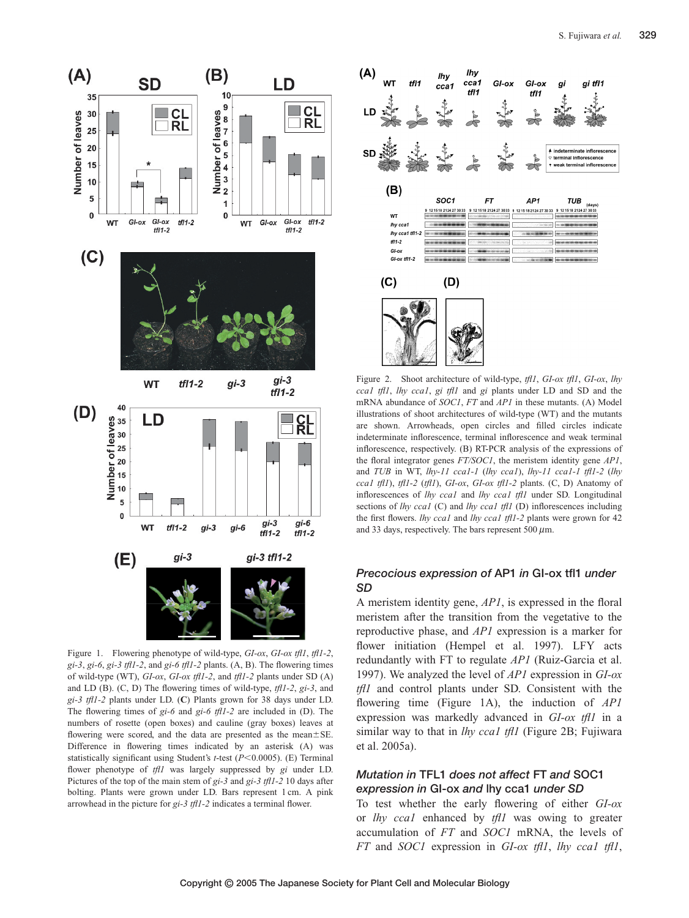Figure 1. Flowering phenotype of wild-type, *GI-ox*, *GI-ox tfl1*, *tfl1-2*, *gi-3*, *gi-6*, *gi-3 tfl1-2*, and *gi-6 tfl1-2* plants. (A, B). The flowering times of wild-type (WT), *GI-ox*, *GI-ox tfl1-2*, and *tfl1-2* plants under SD (A) and LD (B). (C, D) The flowering times of wild-type, *tfl1-2*, *gi-3*, and *gi-3 tfl1-2* plants under LD. (**C**) Plants grown for 38 days under LD. The flowering times of *gi-6* and *gi-6 tfl1-2* are included in (D). The numbers of rosette (open boxes) and cauline (gray boxes) leaves at flowering were scored, and the data are presented as the mean±SE. Difference in flowering times indicated by an asterisk (A) was statistically significant using Student's *t*-test ($P<0.0005$). (E) Terminal flower phenotype of *tfl1* was largely suppressed by *gi* under LD. Pictures of the top of the main stem of *gi-3* and *gi-3 tfl1-2* 10 days after bolting. Plants were grown under LD. Bars represent 1 cm. A pink arrowhead in the picture for *gi-3 tfl1-2* indicates a terminal flower.

Figure 2. Shoot architecture of wild-type, *tfl1*, *GI-ox tfl1*, *GI-ox*, *lhy cca1 tfl1*, *lhy cca1*, *gi tfl1* and *gi* plants under LD and SD and the mRNA abundance of *SOC1*, *FT* and *AP1* in these mutants. (A) Model illustrations of shoot architectures of wild-type (WT) and the mutants are shown. Arrowheads, open circles and filled circles indicate indeterminate inflorescence, terminal inflorescence and weak terminal inflorescence, respectively. (B) RT-PCR analysis of the expressions of the floral integrator genes *FT/SOC1*, the meristem identity gene *AP1*, and *TUB* in WT, *lhy-11 cca1-1* (*lhy cca1*), *lhy-11 cca1-1 tfl1-2* (*lhy cca1 tfl1*), *tfl1-2* (*tfl1*), *GI-ox*, *GI-ox tfl1-2* plants. (C, D) Anatomy of inflorescences of *lhy cca1* and *lhy cca1 tfl1* under SD. Longitudinal sections of *lhy cca1* (C) and *lhy cca1 tfl1* (D) inflorescences including the first flowers. *lhy cca1* and *lhy cca1 tfl1-2* plants were grown for 42 and 33 days, respectively. The bars represent 500 μm.

### *Precocious expression of* AP1 *in* GI-ox tfl1 *under SD*

A meristem identity gene, *AP1*, is expressed in the floral meristem after the transition from the vegetative to the reproductive phase, and *AP1* expression is a marker for flower initiation (Hempel et al. 1997). LFY acts redundantly with FT to regulate *AP1* (Ruiz-Garcia et al. 1997). We analyzed the level of *AP1* expression in *GI-ox tfl1* and control plants under SD. Consistent with the flowering time (Figure 1A), the induction of *AP1* expression was markedly advanced in *GI-ox tfl1* in a similar way to that in *lhy cca1 tfl1* (Figure 2B; Fujiwara et al. 2005a).

### *Mutation in* TFL1 *does not affect* FT *and* SOC1 *expression in* GI-ox *and* lhy cca1 *under SD*

To test whether the early flowering of either *GI-ox* or *lhy cca1* enhanced by *tfl1* was owing to greater accumulation of *FT* and *SOC1* mRNA, the levels of *FT* and *SOC1* expression in *GI-ox tfl1*, *lhy cca1 tfl1*,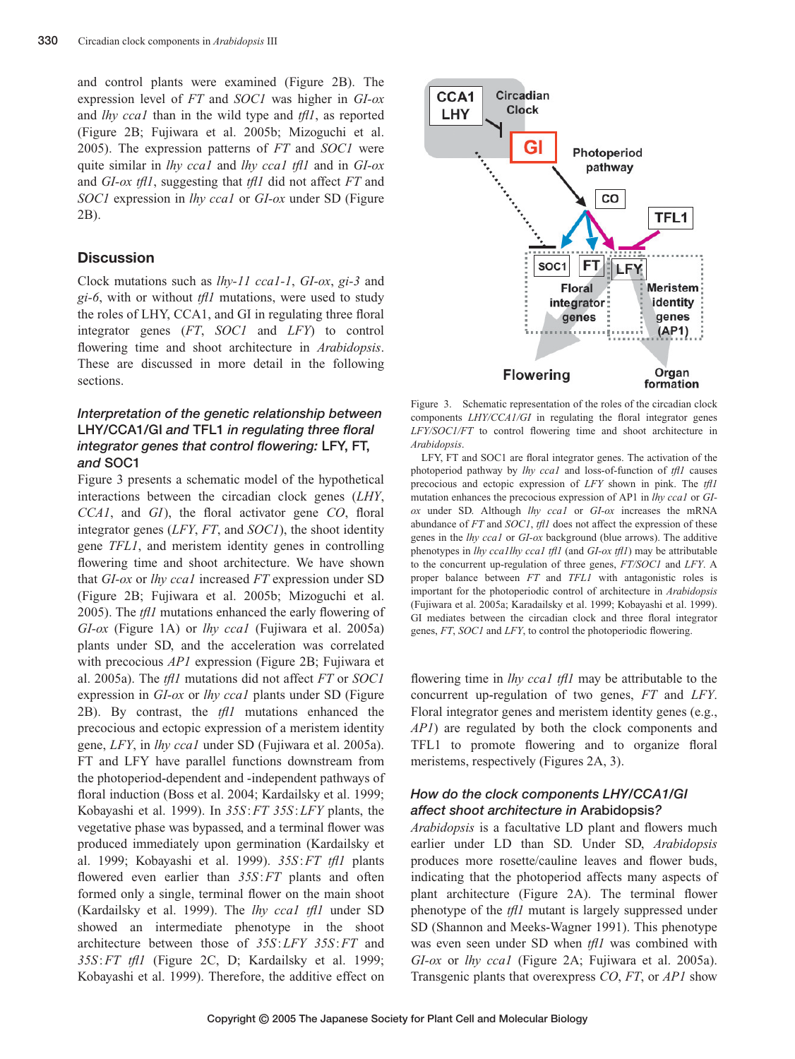and control plants were examined (Figure 2B). The expression level of *FT* and *SOC1* was higher in *GI-ox* and *lhy cca1* than in the wild type and *tfl1*, as reported (Figure 2B; Fujiwara et al. 2005b; Mizoguchi et al. 2005). The expression patterns of *FT* and *SOC1* were quite similar in *lhy cca1* and *lhy cca1 tfl1* and in *GI-ox* and *GI-ox tfl1*, suggesting that *tfl1* did not affect *FT* and *SOC1* expression in *lhy cca1* or *GI-ox* under SD (Figure 2B).

## Discussion

Clock mutations such as *lhy-11 cca1-1*, *GI-ox*, *gi-3* and *gi-6*, with or without *tfl1* mutations, were used to study the roles of LHY, CCA1, and GI in regulating three floral integrator genes (*FT*, *SOC1* and *LFY*) to control flowering time and shoot architecture in *Arabidopsis*. These are discussed in more detail in the following sections.

### *Interpretation of the genetic relationship between* LHY/CCA1/GI *and* TFL1 *in regulating three floral integrator genes that control flowering:* LFY, FT, *and* SOC1

Figure 3 presents a schematic model of the hypothetical interactions between the circadian clock genes (*LHY*, *CCA1*, and *GI*), the floral activator gene *CO*, floral integrator genes (*LFY*, *FT*, and *SOC1*), the shoot identity gene *TFL1*, and meristem identity genes in controlling flowering time and shoot architecture. We have shown that *GI-ox* or *lhy cca1* increased *FT* expression under SD (Figure 2B; Fujiwara et al. 2005b; Mizoguchi et al. 2005). The *tfl1* mutations enhanced the early flowering of *GI-ox* (Figure 1A) or *lhy cca1* (Fujiwara et al. 2005a) plants under SD, and the acceleration was correlated with precocious *AP1* expression (Figure 2B; Fujiwara et al. 2005a). The *tfl1* mutations did not affect *FT* or *SOC1* expression in *GI-ox* or *lhy cca1* plants under SD (Figure 2B). By contrast, the *tfl1* mutations enhanced the precocious and ectopic expression of a meristem identity gene, *LFY*, in *lhy cca1* under SD (Fujiwara et al. 2005a). FT and LFY have parallel functions downstream from the photoperiod-dependent and -independent pathways of floral induction (Boss et al. 2004; Kardailsky et al. 1999; Kobayashi et al. 1999). In *35S*:*FT 35S*:*LFY* plants, the vegetative phase was bypassed, and a terminal flower was produced immediately upon germination (Kardailsky et al. 1999; Kobayashi et al. 1999). *35S*:*FT tfl1* plants flowered even earlier than *35S*:*FT* plants and often formed only a single, terminal flower on the main shoot (Kardailsky et al. 1999). The *lhy cca1 tfl1* under SD showed an intermediate phenotype in the shoot architecture between those of *35S*:*LFY 35S*:*FT* and *35S*:*FT tfl1* (Figure 2C, D; Kardailsky et al. 1999; Kobayashi et al. 1999). Therefore, the additive effect on flowering time in *lhy cca1 tfl1* may be attributable to the concurrent up-regulation of two genes, *FT* and *LFY*. Floral integrator genes and meristem identity genes (e.g., *AP1*) are regulated by both the clock components and TFL1 to promote flowering and to organize floral meristems, respectively (Figures 2A, 3).

Figure 3. Schematic representation of the roles of the circadian clock components *LHY/CCA1/GI* in regulating the floral integrator genes *LFY/SOC1/FT* to control flowering time and shoot architecture in *Arabidopsis*.
LFY, FT and SOC1 are floral integrator genes. The activation of the photoperiod pathway by *lhy cca1* and loss-of-function of *tfl1* causes precocious and ectopic expression of *LFY* shown in pink. The *tfl1* mutation enhances the precocious expression of AP1 in *lhy cca1* or *GI-ox* under SD. Although *lhy cca1* or *GI-ox* increases the mRNA abundance of *FT* and *SOC1*, *tfl1* does not affect the expression of these genes in the *lhy cca1* or *GI-ox* background (blue arrows). The additive phenotypes in *lhy cca1lhy cca1 tfl1* (and *GI-ox tfl1*) may be attributable to the concurrent up-regulation of three genes, *FT/SOC1* and *LFY*. A proper balance between *FT* and *TFL1* with antagonistic roles is important for the photoperiodic control of architecture in *Arabidopsis* (Fujiwara et al. 2005a; Karadailsky et al. 1999; Kobayashi et al. 1999). GI mediates between the circadian clock and three floral integrator genes, *FT*, *SOC1* and *LFY*, to control the photoperiodic flowering.

### *How do the clock components LHY/CCA1/GI affect shoot architecture in* Arabidopsis?

*Arabidopsis* is a facultative LD plant and flowers much earlier under LD than SD. Under SD, *Arabidopsis* produces more rosette/cauline leaves and flower buds, indicating that the photoperiod affects many aspects of plant architecture (Figure 2A). The terminal flower phenotype of the *tfl1* mutant is largely suppressed under SD (Shannon and Meeks-Wagner 1991). This phenotype was even seen under SD when *tfl1* was combined with *GI-ox* or *lhy cca1* (Figure 2A; Fujiwara et al. 2005a). Transgenic plants that overexpress *CO*, *FT*, or *AP1* show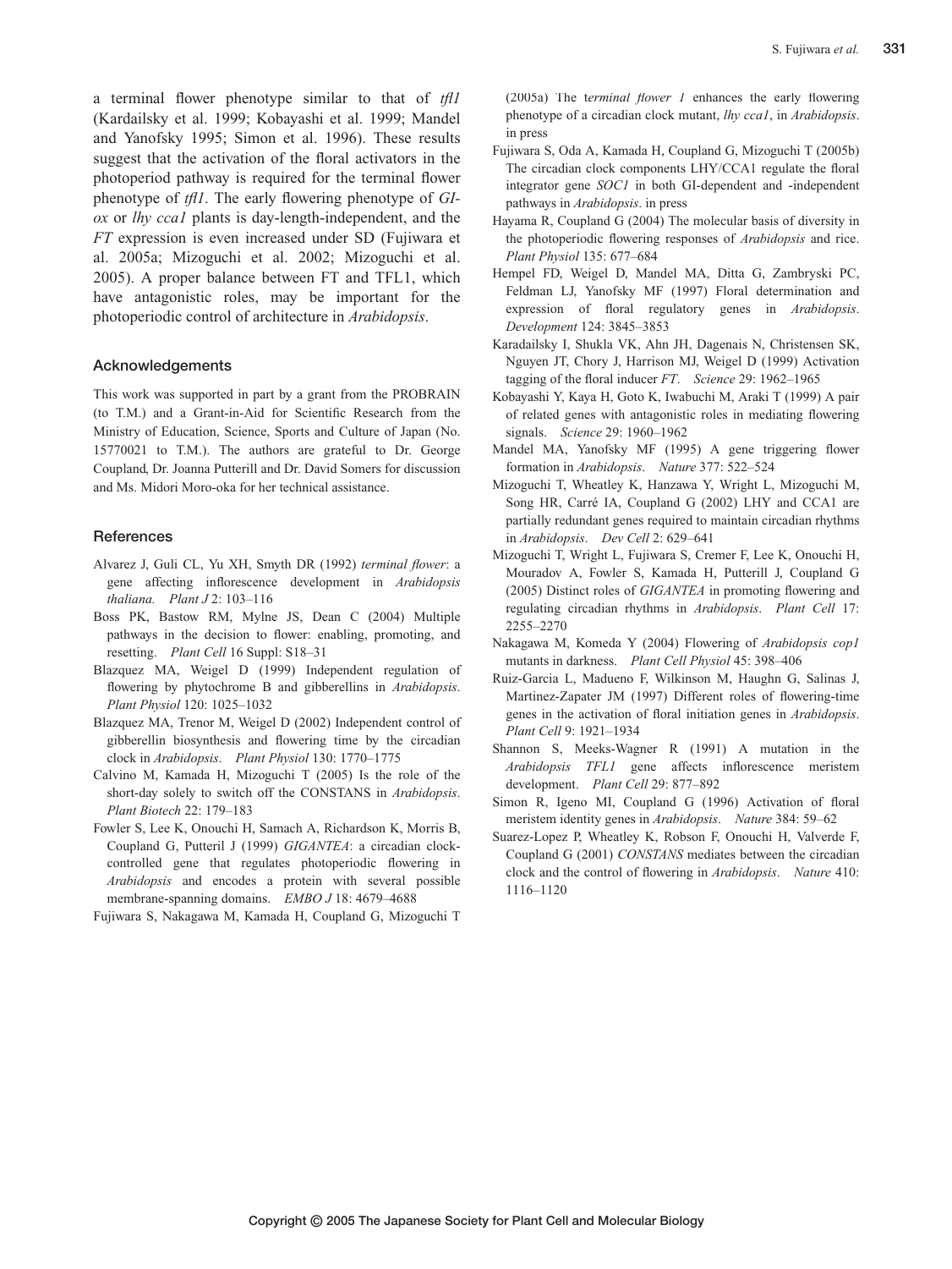a terminal flower phenotype similar to that of *tfl1* (Kardailsky et al. 1999; Kobayashi et al. 1999; Mandel and Yanofsky 1995; Simon et al. 1996). These results suggest that the activation of the floral activators in the photoperiod pathway is required for the terminal flower phenotype of *tfl1*. The early flowering phenotype of *GI-ox* or *lhy cca1* plants is day-length-independent, and the *FT* expression is even increased under SD (Fujiwara et al. 2005a; Mizoguchi et al. 2002; Mizoguchi et al. 2005). A proper balance between FT and TFL1, which have antagonistic roles, may be important for the photoperiodic control of architecture in *Arabidopsis*.

### Acknowledgements

This work was supported in part by a grant from the PROBRAIN (to T.M.) and a Grant-in-Aid for Scientific Research from the Ministry of Education, Science, Sports and Culture of Japan (No. 15770021 to T.M.). The authors are grateful to Dr. George Coupland, Dr. Joanna Putterill and Dr. David Somers for discussion and Ms. Midori Moro-oka for her technical assistance.

### References

Alvarez J, Guli CL, Yu XH, Smyth DR (1992) *terminal flower*: a gene affecting inflorescence development in *Arabidopsis thaliana*. *Plant J* 2: 103–116

Boss PK, Bastow RM, Mylne JS, Dean C (2004) Multiple pathways in the decision to flower: enabling, promoting, and resetting. *Plant Cell* 16 Suppl: S18–31

Blazquez MA, Weigel D (1999) Independent regulation of flowering by phytochrome B and gibberellins in *Arabidopsis*. *Plant Physiol* 120: 1025–1032

Blazquez MA, Trenor M, Weigel D (2002) Independent control of gibberellin biosynthesis and flowering time by the circadian clock in *Arabidopsis*. *Plant Physiol* 130: 1770–1775

Calvino M, Kamada H, Mizoguchi T (2005) Is the role of the short-day solely to switch off the CONSTANS in *Arabidopsis*. *Plant Biotech* 22: 179–183

Fowler S, Lee K, Onouchi H, Samach A, Richardson K, Morris B, Coupland G, Putterill J (1999) *GIGANTEA*: a circadian clock-controlled gene that regulates photoperiodic flowering in *Arabidopsis* and encodes a protein with several possible membrane-spanning domains. *EMBO J* 18: 4679–4688

Fujiwara S, Nakagawa M, Kamada H, Coupland G, Mizoguchi T (2005a) The t*erminal flower 1* enhances the early flowering phenotype of a circadian clock mutant, *lhy cca1*, in *Arabidopsis*. in press

Fujiwara S, Oda A, Kamada H, Coupland G, Mizoguchi T (2005b) The circadian clock components LHY/CCA1 regulate the floral integrator gene *SOC1* in both GI-dependent and -independent pathways in *Arabidopsis*. in press

Hayama R, Coupland G (2004) The molecular basis of diversity in the photoperiodic flowering responses of *Arabidopsis* and rice. *Plant Physiol* 135: 677–684

Hempel FD, Weigel D, Mandel MA, Ditta G, Zambryski PC, Feldman LJ, Yanofsky MF (1997) Floral determination and expression of floral regulatory genes in *Arabidopsis*. *Development* 124: 3845–3853

Karadailsky I, Shukla VK, Ahn JH, Dagenais N, Christensen SK, Nguyen JT, Chory J, Harrison MJ, Weigel D (1999) Activation tagging of the floral inducer *FT*. *Science* 29: 1962–1965

Kobayashi Y, Kaya H, Goto K, Iwabuchi M, Araki T (1999) A pair of related genes with antagonistic roles in mediating flowering signals. *Science* 29: 1960–1962

Mandel MA, Yanofsky MF (1995) A gene triggering flower formation in *Arabidopsis*. *Nature* 377: 522–524

Mizoguchi T, Wheatley K, Hanzawa Y, Wright L, Mizoguchi M, Song HR, Carré IA, Coupland G (2002) LHY and CCA1 are partially redundant genes required to maintain circadian rhythms in *Arabidopsis*. *Dev Cell* 2: 629–641

Mizoguchi T, Wright L, Fujiwara S, Cremer F, Lee K, Onouchi H, Mouradov A, Fowler S, Kamada H, Putterill J, Coupland G (2005) Distinct roles of *GIGANTEA* in promoting flowering and regulating circadian rhythms in *Arabidopsis*. *Plant Cell* 17: 2255–2270

Nakagawa M, Komeda Y (2004) Flowering of *Arabidopsis cop1* mutants in darkness. *Plant Cell Physiol* 45: 398–406

Ruiz-Garcia L, Madueno F, Wilkinson M, Haughn G, Salinas J, Martinez-Zapater JM (1997) Different roles of flowering-time genes in the activation of floral initiation genes in *Arabidopsis*. *Plant Cell* 9: 1921–1934

Shannon S, Meeks-Wagner R (1991) A mutation in the *Arabidopsis TFL1* gene affects inflorescence meristem development. *Plant Cell* 29: 877–892

Simon R, Igeno MI, Coupland G (1996) Activation of floral meristem identity genes in *Arabidopsis*. *Nature* 384: 59–62

Suarez-Lopez P, Wheatley K, Robson F, Onouchi H, Valverde F, Coupland G (2001) *CONSTANS* mediates between the circadian clock and the control of flowering in *Arabidopsis*. *Nature* 410: 1116–1120